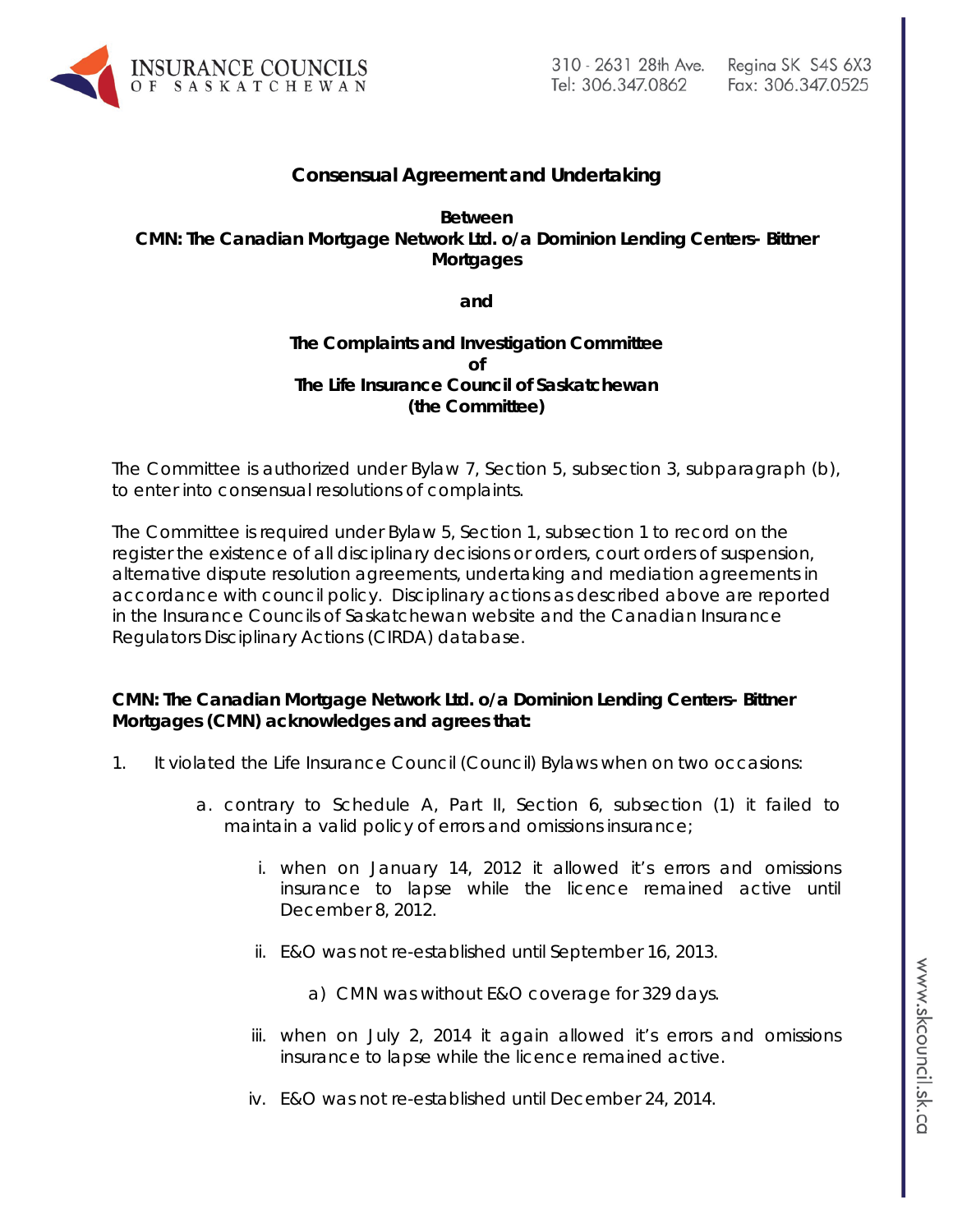## Consensual Agreement and Undertaking

**Between**
**CMN: The Canadian Mortgage Network Ltd. o/a Dominion Lending Centers- Bittner Mortgages**

**and**

**The Complaints and Investigation Committee**
**of**
**The Life Insurance Council of Saskatchewan**
**(the Committee)**

The Committee is authorized under Bylaw 7, Section 5, subsection 3, subparagraph (b), to enter into consensual resolutions of complaints.

The Committee is required under Bylaw 5, Section 1, subsection 1 to record on the register the existence of all disciplinary decisions or orders, court orders of suspension, alternative dispute resolution agreements, undertaking and mediation agreements in accordance with council policy. Disciplinary actions as described above are reported in the Insurance Councils of Saskatchewan website and the Canadian Insurance Regulators Disciplinary Actions (CIRDA) database.

**CMN: The Canadian Mortgage Network Ltd. o/a Dominion Lending Centers- Bittner Mortgages (CMN) acknowledges and agrees that:**

1. It violated the Life Insurance Council (Council) Bylaws when on two occasions:

   a. contrary to Schedule A, Part II, Section 6, subsection (1) it failed to maintain a valid policy of errors and omissions insurance;

      i. when on January 14, 2012 it allowed it's errors and omissions insurance to lapse while the licence remained active until December 8, 2012.

      ii. E&O was not re-established until September 16, 2013.

         a) CMN was without E&O coverage for 329 days.

      iii. when on July 2, 2014 it again allowed it's errors and omissions insurance to lapse while the licence remained active.

      iv. E&O was not re-established until December 24, 2014.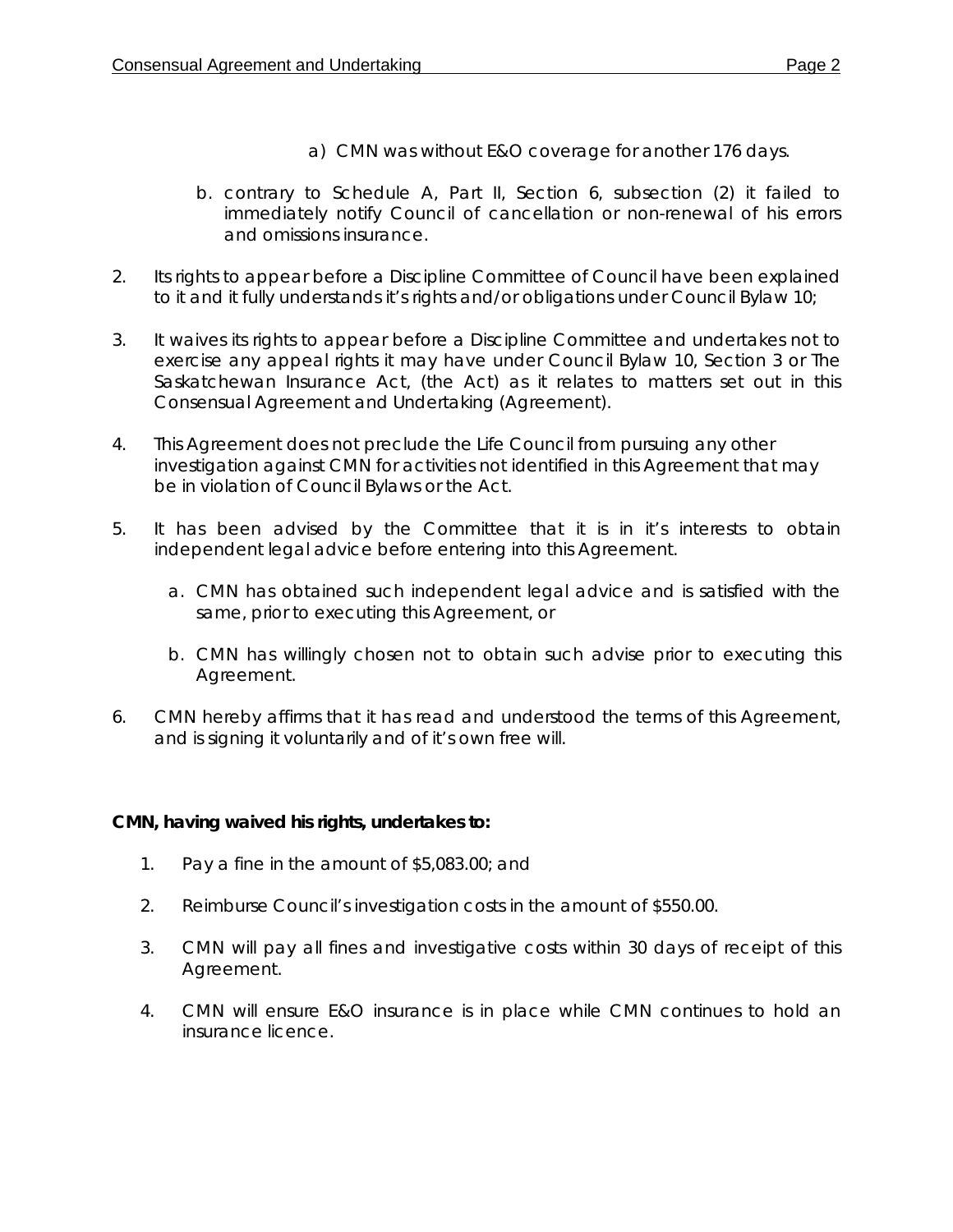a) CMN was without E&O coverage for another 176 days.

b. contrary to Schedule A, Part II, Section 6, subsection (2) it failed to immediately notify Council of cancellation or non-renewal of his errors and omissions insurance.

2. Its rights to appear before a Discipline Committee of Council have been explained to it and it fully understands it's rights and/or obligations under Council Bylaw 10;

3. It waives its rights to appear before a Discipline Committee and undertakes not to exercise any appeal rights it may have under Council Bylaw 10, Section 3 or The Saskatchewan Insurance Act, (the Act) as it relates to matters set out in this Consensual Agreement and Undertaking (Agreement).

4. This Agreement does not preclude the Life Council from pursuing any other investigation against CMN for activities not identified in this Agreement that may be in violation of Council Bylaws or the Act.

5. It has been advised by the Committee that it is in it's interests to obtain independent legal advice before entering into this Agreement.

   a. CMN has obtained such independent legal advice and is satisfied with the same, prior to executing this Agreement, or

   b. CMN has willingly chosen not to obtain such advise prior to executing this Agreement.

6. CMN hereby affirms that it has read and understood the terms of this Agreement, and is signing it voluntarily and of it's own free will.

**CMN, having waived his rights, undertakes to:**

1. Pay a fine in the amount of $5,083.00; and

2. Reimburse Council's investigation costs in the amount of $550.00.

3. CMN will pay all fines and investigative costs within 30 days of receipt of this Agreement.

4. CMN will ensure E&O insurance is in place while CMN continues to hold an insurance licence.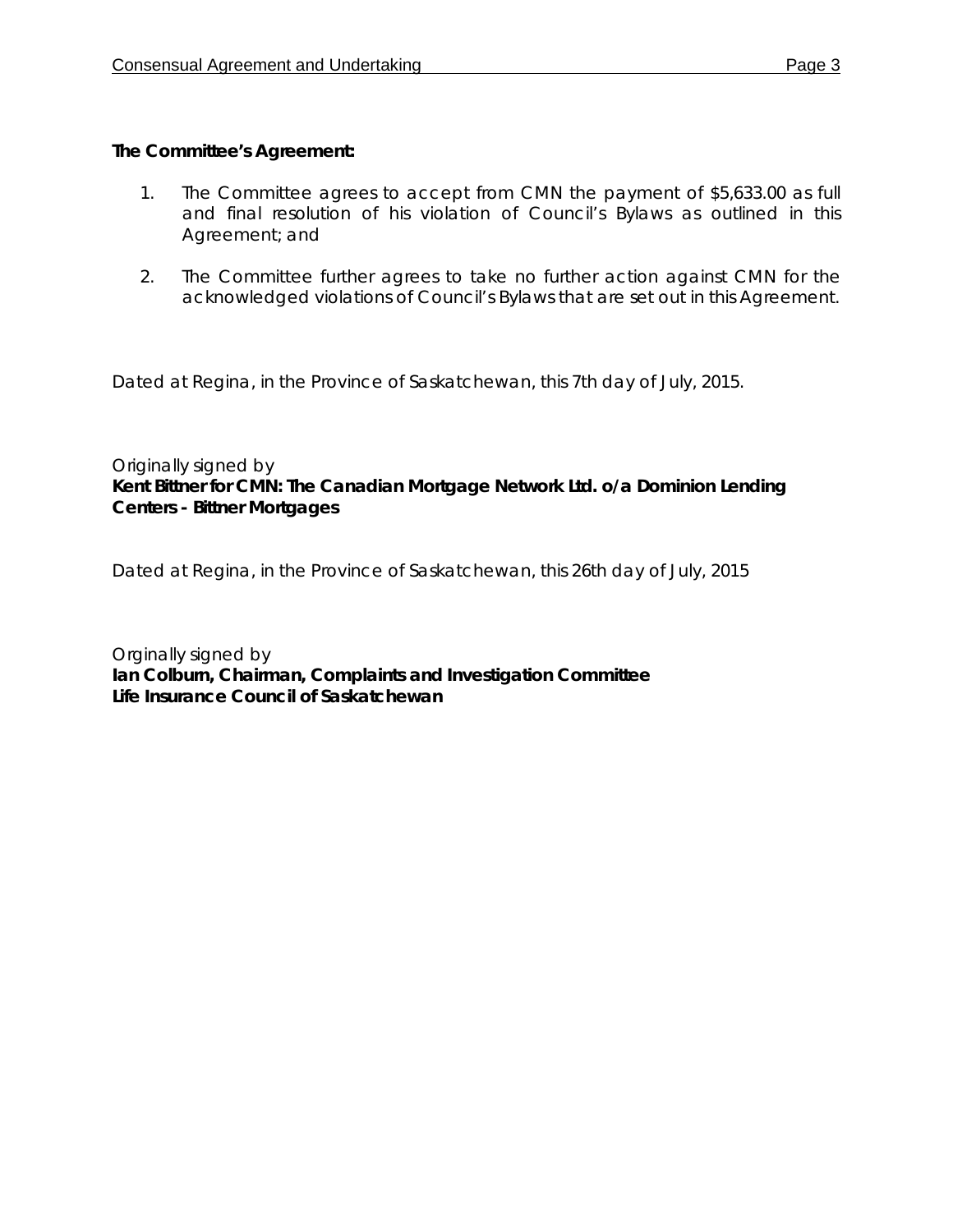**The Committee's Agreement:**

1. The Committee agrees to accept from CMN the payment of $5,633.00 as full and final resolution of his violation of Council's Bylaws as outlined in this Agreement; and

2. The Committee further agrees to take no further action against CMN for the acknowledged violations of Council's Bylaws that are set out in this Agreement.

Dated at Regina, in the Province of Saskatchewan, this 7th day of July, 2015.

Originally signed by
**Kent Bittner for CMN: The Canadian Mortgage Network Ltd. o/a Dominion Lending Centers - Bittner Mortgages**

Dated at Regina, in the Province of Saskatchewan, this 26th day of July, 2015

Orginally signed by
**Ian Colburn, Chairman, Complaints and Investigation Committee**
**Life Insurance Council of Saskatchewan**